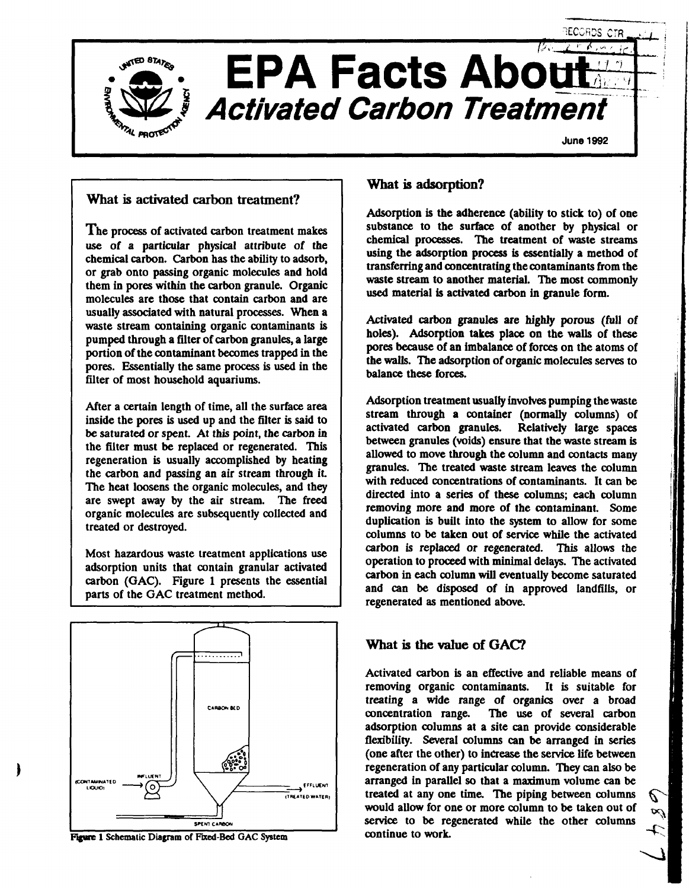# EPA Facts About *Activated Carbon Treatment*

June 1992

## What is activated carbon treatment?

The process of activated carbon treatment makes use of a particular physical attribute of the chemical carbon. Carbon has the ability to adsorb, or grab onto passing organic molecules and hold them in pores within the carbon granule. Organic molecules are those that contain carbon and are usually associated with natural processes. When a waste stream containing organic contaminants is pumped through a filter of carbon granules, a large portion of the contaminant becomes trapped in the pores. Essentially the same process is used in the filter of most household aquariums.

After a certain length of time, all the surface area inside the pores is used up and the filter is said to be saturated or spent. At this point, the carbon in the filter must be replaced or regenerated. This regeneration is usually accomplished by heating the carbon and passing an air stream through it. The heat loosens the organic molecules, and they are swept away by the air stream. The freed organic molecules are subsequently collected and treated or destroyed.

Most hazardous waste treatment applications use adsorption units that contain granular activated carbon (GAC). Figure 1 presents the essential parts of the GAC treatment method.

CARBON BED

(CONTAMINATED LIQUID) INFLUENT

EFFLUENT (TREATED WATER)

SPENT CARBON

Figure 1 Schematic Diagram of Fixed-Bed GAC System

## What is adsorption?

Adsorption is the adherence (ability to stick to) of one substance to the surface of another by physical or chemical processes. The treatment of waste streams using the adsorption process is essentially a method of transferring and concentrating the contaminants from the waste stream to another material. The most commonly used material is activated carbon in granule form.

Activated carbon granules are highly porous (full of holes). Adsorption takes place on the walls of these pores because of an imbalance of forces on the atoms of the walls. The adsorption of organic molecules serves to balance these forces.

Adsorption treatment usually involves pumping the waste stream through a container (normally columns) of activated carbon granules. Relatively large spaces between granules (voids) ensure that the waste stream is allowed to move through the column and contacts many granules. The treated waste stream leaves the column with reduced concentrations of contaminants. It can be directed into a series of these columns; each column removing more and more of the contaminant. Some duplication is built into the system to allow for some columns to be taken out of service while the activated carbon is replaced or regenerated. This allows the operation to proceed with minimal delays. The activated carbon in each column will eventually become saturated and can be disposed of in approved landfills, or regenerated as mentioned above.

## What is the value of GAC?

Activated carbon is an effective and reliable means of removing organic contaminants. It is suitable for treating a wide range of organics over a broad concentration range. The use of several carbon adsorption columns at a site can provide considerable flexibility. Several columns can be arranged in series (one after the other) to increase the service life between regeneration of any particular column. They can also be arranged in parallel so that a maximum volume can be treated at any one time. The piping between columns would allow for one or more column to be taken out of service to be regenerated while the other columns continue to work.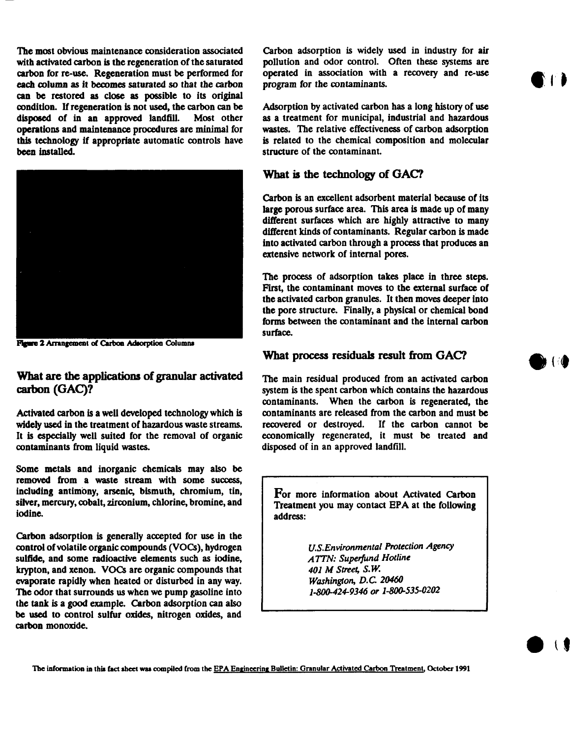The most obvious maintenance consideration associated with activated carbon is the regeneration of the saturated carbon for re-use. Regeneration must be performed for each column as it becomes saturated so that the carbon can be restored as close as possible to its original condition. If regeneration is not used, the carbon can be disposed of in an approved landfill. Most other operations and maintenance procedures are minimal for this technology if appropriate automatic controls have been installed.

Figure 2 Arrangement of Carbon Adsorption Columns

## What are the applications of granular activated carbon (GAC)?

Activated carbon is a well developed technology which is widely used in the treatment of hazardous waste streams. It is especially well suited for the removal of organic contaminants from liquid wastes.

Some metals and inorganic chemicals may also be removed from a waste stream with some success, including antimony, arsenic, bismuth, chromium, tin, silver, mercury, cobalt, zirconium, chlorine, bromine, and iodine.

Carbon adsorption is generally accepted for use in the control of volatile organic compounds (VOCs), hydrogen sulfide, and some radioactive elements such as iodine, krypton, and xenon. VOCs are organic compounds that evaporate rapidly when heated or disturbed in any way. The odor that surrounds us when we pump gasoline into the tank is a good example. Carbon adsorption can also be used to control sulfur oxides, nitrogen oxides, and carbon monoxide.

Carbon adsorption is widely used in industry for air pollution and odor control. Often these systems are operated in association with a recovery and re-use program for the contaminants.

Adsorption by activated carbon has a long history of use as a treatment for municipal, industrial and hazardous wastes. The relative effectiveness of carbon adsorption is related to the chemical composition and molecular structure of the contaminant.

## What is the technology of GAC?

Carbon is an excellent adsorbent material because of its large porous surface area. This area is made up of many different surfaces which are highly attractive to many different kinds of contaminants. Regular carbon is made into activated carbon through a process that produces an extensive network of internal pores.

The process of adsorption takes place in three steps. First, the contaminant moves to the external surface of the activated carbon granules. It then moves deeper into the pore structure. Finally, a physical or chemical bond forms between the contaminant and the internal carbon surface.

## What process residuals result from GAC?

The main residual produced from an activated carbon system is the spent carbon which contains the hazardous contaminants. When the carbon is regenerated, the contaminants are released from the carbon and must be recovered or destroyed. If the carbon cannot be economically regenerated, it must be treated and disposed of in an approved landfill.

For more information about Activated Carbon Treatment you may contact EPA at the following address:

*U.S.Environmental Protection Agency*
*ATTN: Superfund Hotline*
*401 M Street, S.W.*
*Washington, D.C. 20460*
*1-800-424-9346 or 1-800-535-0202*

The information in this fact sheet was compiled from the EPA Engineering Bulletin: Granular Activated Carbon Treatment, October 1991